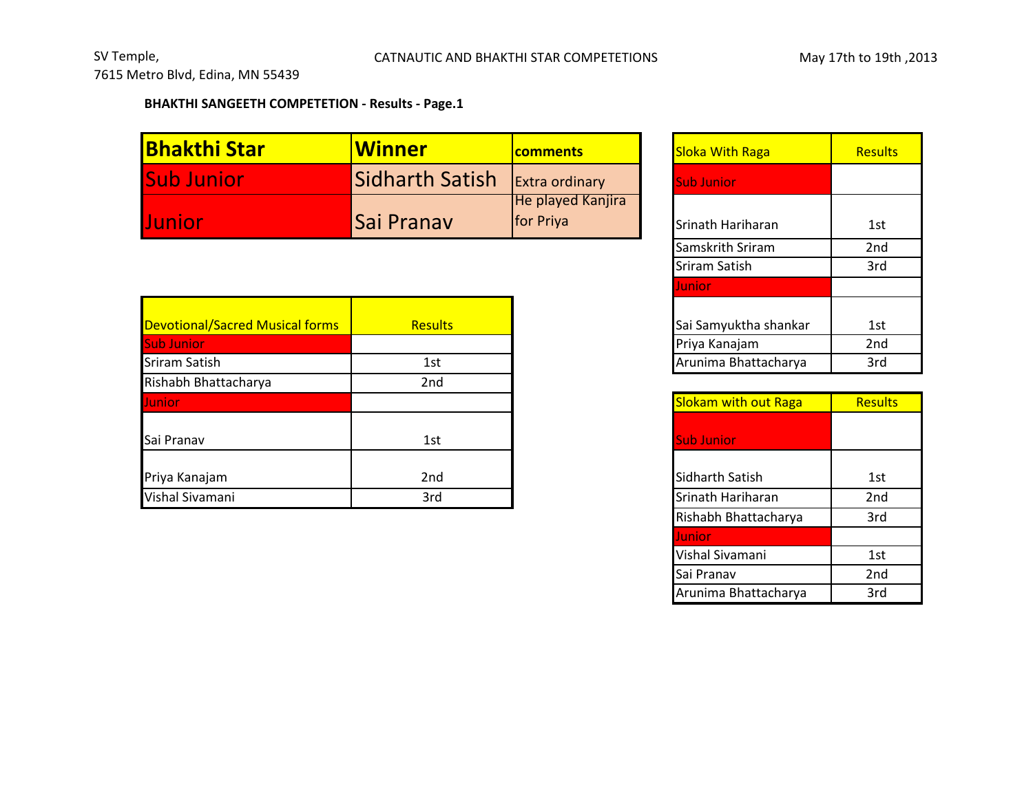SV Temple,
7615 Metro Blvd, Edina, MN 55439

CATNAUTIC AND BHAKTHI STAR COMPETETIONS

May 17th to 19th ,2013

**BHAKTHI SANGEETH COMPETETION - Results - Page.1**

| Bhakthi Star | Winner | comments |
|---|---|---|
| Sub Junior | Sidharth Satish | Extra ordinary |
| Junior | Sai Pranav | He played Kanjira for Priya |

| Devotional/Sacred Musical forms | Results |
|---|---|
| Sub Junior | |
| Sriram Satish | 1st |
| Rishabh Bhattacharya | 2nd |
| Junior | |
| Sai Pranav | 1st |
| Priya Kanajam | 2nd |
| Vishal Sivamani | 3rd |

| Sloka With Raga | Results |
|---|---|
| Sub Junior | |
| Srinath Hariharan | 1st |
| Samskrith Sriram | 2nd |
| Sriram Satish | 3rd |
| Junior | |
| Sai Samyuktha shankar | 1st |
| Priya Kanajam | 2nd |
| Arunima Bhattacharya | 3rd |

| Slokam with out Raga | Results |
|---|---|
| Sub Junior | |
| Sidharth Satish | 1st |
| Srinath Hariharan | 2nd |
| Rishabh Bhattacharya | 3rd |
| Junior | |
| Vishal Sivamani | 1st |
| Sai Pranav | 2nd |
| Arunima Bhattacharya | 3rd |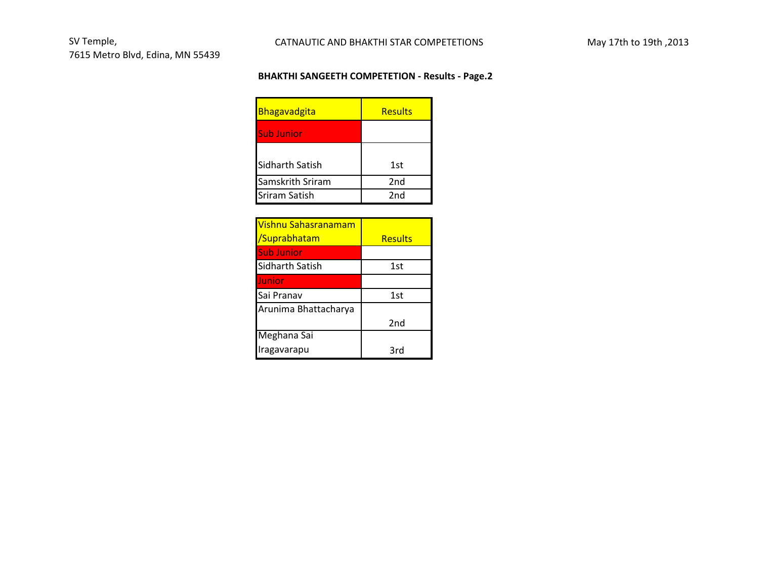SV Temple,
7615 Metro Blvd, Edina, MN 55439

CATNAUTIC AND BHAKTHI STAR COMPETETIONS

May 17th to 19th ,2013

**BHAKTHI SANGEETH COMPETETION - Results - Page.2**

| Bhagavadgita | Results |
|---|---|
| Sub Junior | |
| Sidharth Satish | 1st |
| Samskrith Sriram | 2nd |
| Sriram Satish | 2nd |

| Vishnu Sahasranamam /Suprabhatam | Results |
|---|---|
| Sub Junior | |
| Sidharth Satish | 1st |
| Junior | |
| Sai Pranav | 1st |
| Arunima Bhattacharya | 2nd |
| Meghana Sai Iragavarapu | 3rd |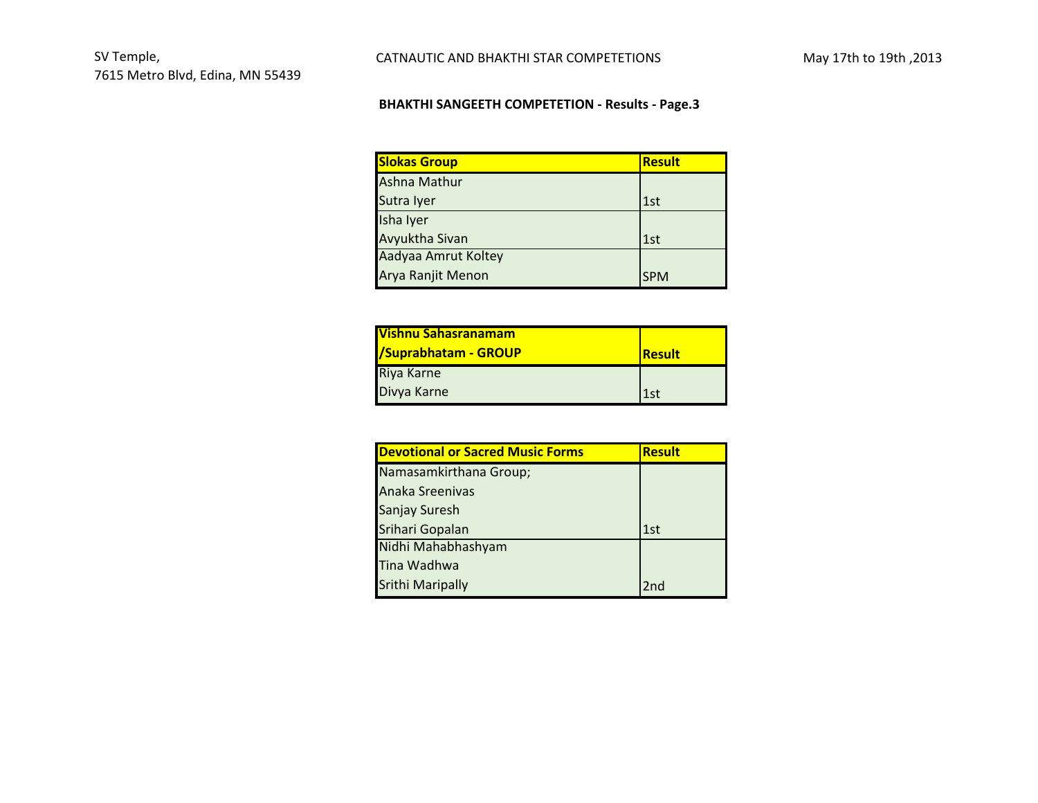SV Temple,
7615 Metro Blvd, Edina, MN 55439

CATNAUTIC AND BHAKTHI STAR COMPETETIONS

May 17th to 19th ,2013

**BHAKTHI SANGEETH COMPETETION - Results - Page.3**

| Slokas Group | Result |
| --- | --- |
| Ashna Mathur<br>Sutra Iyer | 1st |
| Isha Iyer<br>Avyuktha Sivan | 1st |
| Aadyaa Amrut Koltey<br>Arya Ranjit Menon | SPM |

| Vishnu Sahasranamam /Suprabhatam - GROUP | Result |
| --- | --- |
| Riya Karne<br>Divya Karne | 1st |

| Devotional or Sacred Music Forms | Result |
| --- | --- |
| Namasamkirthana Group;<br>Anaka Sreenivas<br>Sanjay Suresh<br>Srihari Gopalan | 1st |
| Nidhi Mahabhashyam<br>Tina Wadhwa<br>Srithi Maripally | 2nd |